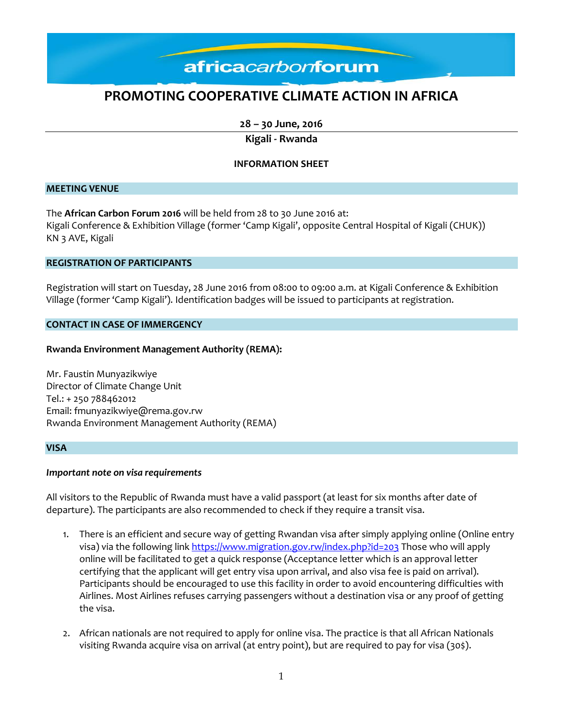africacarbonforum

# PROMOTING COOPERATIVE CLIMATE ACTION IN AFRICA

**28 – 30 June, 2016**

**Kigali - Rwanda**

**INFORMATION SHEET**

## MEETING VENUE

The **African Carbon Forum 2016** will be held from 28 to 30 June 2016 at:
Kigali Conference & Exhibition Village (former 'Camp Kigali', opposite Central Hospital of Kigali (CHUK))
KN 3 AVE, Kigali

## REGISTRATION OF PARTICIPANTS

Registration will start on Tuesday, 28 June 2016 from 08:00 to 09:00 a.m. at Kigali Conference & Exhibition Village (former 'Camp Kigali'). Identification badges will be issued to participants at registration.

## CONTACT IN CASE OF IMMERGENCY

**Rwanda Environment Management Authority (REMA):**

Mr. Faustin Munyazikwiye
Director of Climate Change Unit
Tel.: + 250 788462012
Email: fmunyazikwiye@rema.gov.rw
Rwanda Environment Management Authority (REMA)

## VISA

***Important note on visa requirements***

All visitors to the Republic of Rwanda must have a valid passport (at least for six months after date of departure). The participants are also recommended to check if they require a transit visa.

1. There is an efficient and secure way of getting Rwandan visa after simply applying online (Online entry visa) via the following link https://www.migration.gov.rw/index.php?id=203 Those who will apply online will be facilitated to get a quick response (Acceptance letter which is an approval letter certifying that the applicant will get entry visa upon arrival, and also visa fee is paid on arrival). Participants should be encouraged to use this facility in order to avoid encountering difficulties with Airlines. Most Airlines refuses carrying passengers without a destination visa or any proof of getting the visa.

2. African nationals are not required to apply for online visa. The practice is that all African Nationals visiting Rwanda acquire visa on arrival (at entry point), but are required to pay for visa (30$).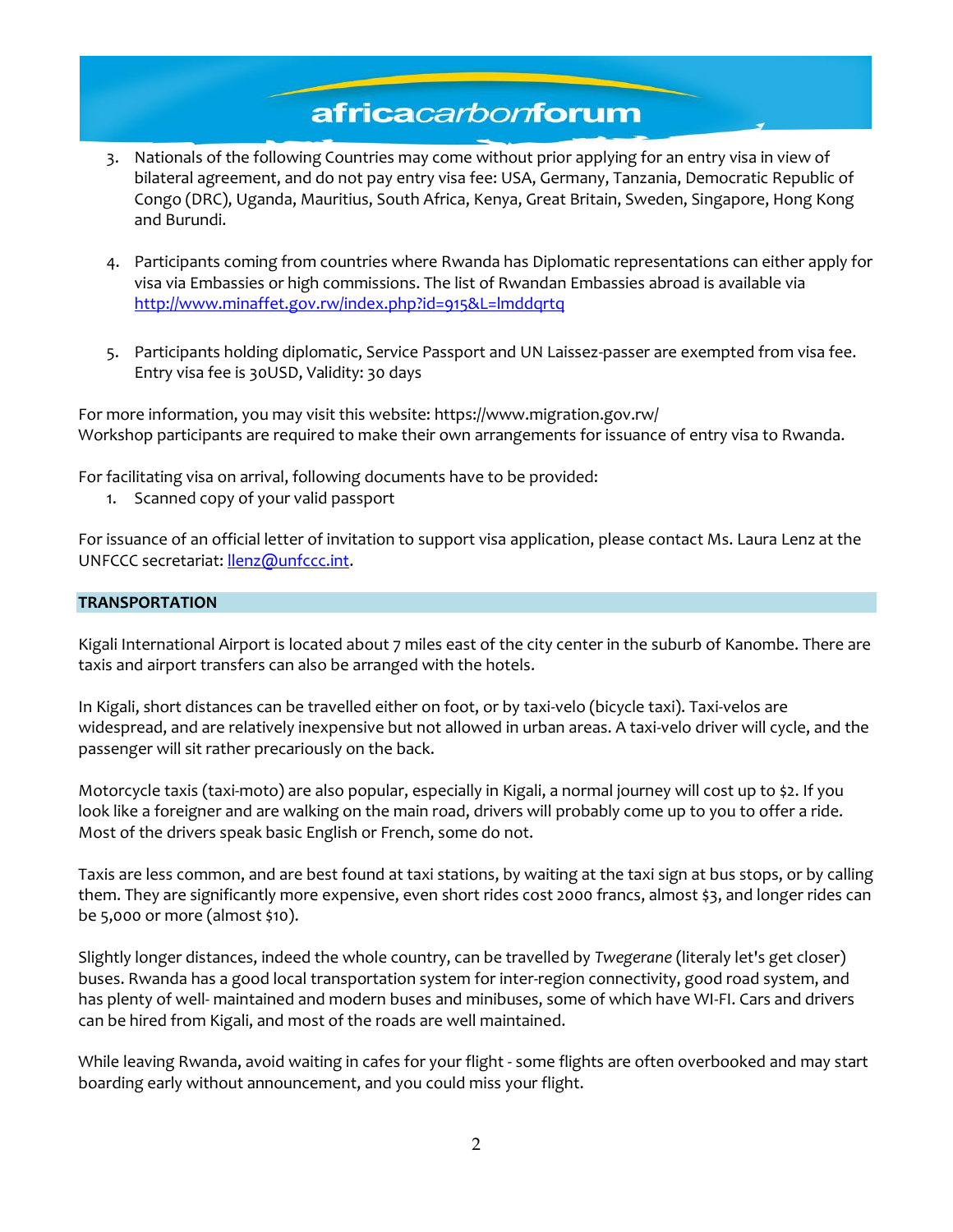3. Nationals of the following Countries may come without prior applying for an entry visa in view of bilateral agreement, and do not pay entry visa fee: USA, Germany, Tanzania, Democratic Republic of Congo (DRC), Uganda, Mauritius, South Africa, Kenya, Great Britain, Sweden, Singapore, Hong Kong and Burundi.

4. Participants coming from countries where Rwanda has Diplomatic representations can either apply for visa via Embassies or high commissions. The list of Rwandan Embassies abroad is available via http://www.minaffet.gov.rw/index.php?id=915&L=lmddqrtq

5. Participants holding diplomatic, Service Passport and UN Laissez-passer are exempted from visa fee. Entry visa fee is 30USD, Validity: 30 days

For more information, you may visit this website: https://www.migration.gov.rw/
Workshop participants are required to make their own arrangements for issuance of entry visa to Rwanda.

For facilitating visa on arrival, following documents have to be provided:

1. Scanned copy of your valid passport

For issuance of an official letter of invitation to support visa application, please contact Ms. Laura Lenz at the UNFCCC secretariat: llenz@unfccc.int.

## TRANSPORTATION

Kigali International Airport is located about 7 miles east of the city center in the suburb of Kanombe. There are taxis and airport transfers can also be arranged with the hotels.

In Kigali, short distances can be travelled either on foot, or by taxi-velo (bicycle taxi). Taxi-velos are widespread, and are relatively inexpensive but not allowed in urban areas. A taxi-velo driver will cycle, and the passenger will sit rather precariously on the back.

Motorcycle taxis (taxi-moto) are also popular, especially in Kigali, a normal journey will cost up to $2. If you look like a foreigner and are walking on the main road, drivers will probably come up to you to offer a ride. Most of the drivers speak basic English or French, some do not.

Taxis are less common, and are best found at taxi stations, by waiting at the taxi sign at bus stops, or by calling them. They are significantly more expensive, even short rides cost 2000 francs, almost $3, and longer rides can be 5,000 or more (almost $10).

Slightly longer distances, indeed the whole country, can be travelled by *Twegerane* (literaly let's get closer) buses. Rwanda has a good local transportation system for inter-region connectivity, good road system, and has plenty of well- maintained and modern buses and minibuses, some of which have WI-FI. Cars and drivers can be hired from Kigali, and most of the roads are well maintained.

While leaving Rwanda, avoid waiting in cafes for your flight - some flights are often overbooked and may start boarding early without announcement, and you could miss your flight.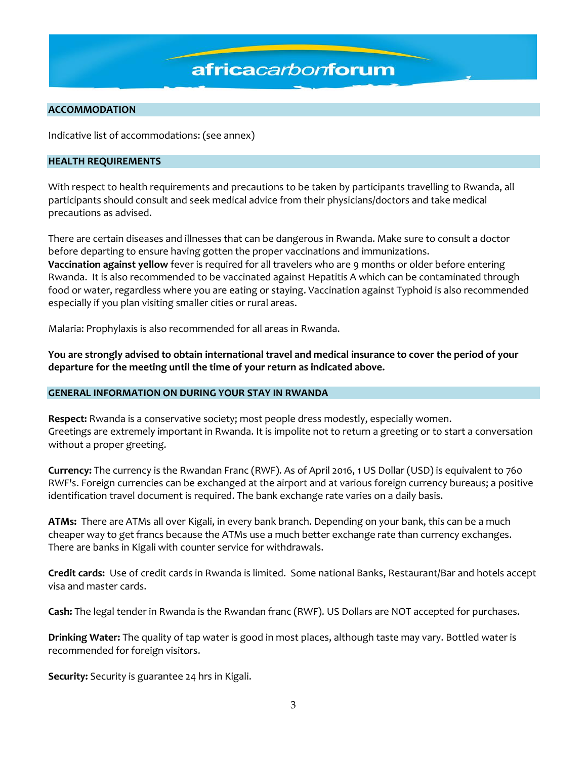## ACCOMMODATION

Indicative list of accommodations: (see annex)

## HEALTH REQUIREMENTS

With respect to health requirements and precautions to be taken by participants travelling to Rwanda, all participants should consult and seek medical advice from their physicians/doctors and take medical precautions as advised.

There are certain diseases and illnesses that can be dangerous in Rwanda. Make sure to consult a doctor before departing to ensure having gotten the proper vaccinations and immunizations.
**Vaccination against yellow** fever is required for all travelers who are 9 months or older before entering Rwanda. It is also recommended to be vaccinated against Hepatitis A which can be contaminated through food or water, regardless where you are eating or staying. Vaccination against Typhoid is also recommended especially if you plan visiting smaller cities or rural areas.

Malaria: Prophylaxis is also recommended for all areas in Rwanda.

**You are strongly advised to obtain international travel and medical insurance to cover the period of your departure for the meeting until the time of your return as indicated above.**

## GENERAL INFORMATION ON DURING YOUR STAY IN RWANDA

**Respect:** Rwanda is a conservative society; most people dress modestly, especially women.
Greetings are extremely important in Rwanda. It is impolite not to return a greeting or to start a conversation without a proper greeting.

**Currency:** The currency is the Rwandan Franc (RWF). As of April 2016, 1 US Dollar (USD) is equivalent to 760 RWF's. Foreign currencies can be exchanged at the airport and at various foreign currency bureaus; a positive identification travel document is required. The bank exchange rate varies on a daily basis.

**ATMs:** There are ATMs all over Kigali, in every bank branch. Depending on your bank, this can be a much cheaper way to get francs because the ATMs use a much better exchange rate than currency exchanges. There are banks in Kigali with counter service for withdrawals.

**Credit cards:** Use of credit cards in Rwanda is limited. Some national Banks, Restaurant/Bar and hotels accept visa and master cards.

**Cash:** The legal tender in Rwanda is the Rwandan franc (RWF). US Dollars are NOT accepted for purchases.

**Drinking Water:** The quality of tap water is good in most places, although taste may vary. Bottled water is recommended for foreign visitors.

**Security:** Security is guarantee 24 hrs in Kigali.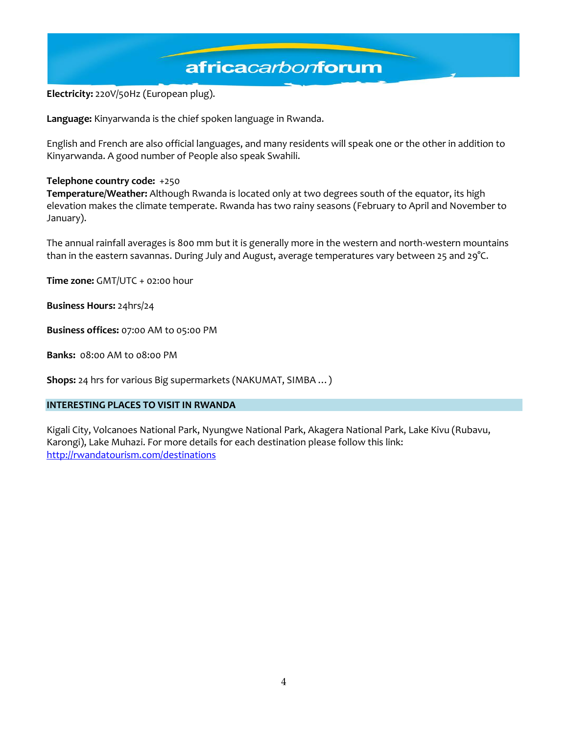**Electricity:** 220V/50Hz (European plug).

**Language:** Kinyarwanda is the chief spoken language in Rwanda.

English and French are also official languages, and many residents will speak one or the other in addition to Kinyarwanda. A good number of People also speak Swahili.

**Telephone country code:** +250
**Temperature/Weather:** Although Rwanda is located only at two degrees south of the equator, its high elevation makes the climate temperate. Rwanda has two rainy seasons (February to April and November to January).

The annual rainfall averages is 800 mm but it is generally more in the western and north-western mountains than in the eastern savannas. During July and August, average temperatures vary between 25 and 29°C.

**Time zone:** GMT/UTC + 02:00 hour

**Business Hours:** 24hrs/24

**Business offices:** 07:00 AM to 05:00 PM

**Banks:** 08:00 AM to 08:00 PM

**Shops:** 24 hrs for various Big supermarkets (NAKUMAT, SIMBA … )

## INTERESTING PLACES TO VISIT IN RWANDA

Kigali City, Volcanoes National Park, Nyungwe National Park, Akagera National Park, Lake Kivu (Rubavu, Karongi), Lake Muhazi. For more details for each destination please follow this link: http://rwandatourism.com/destinations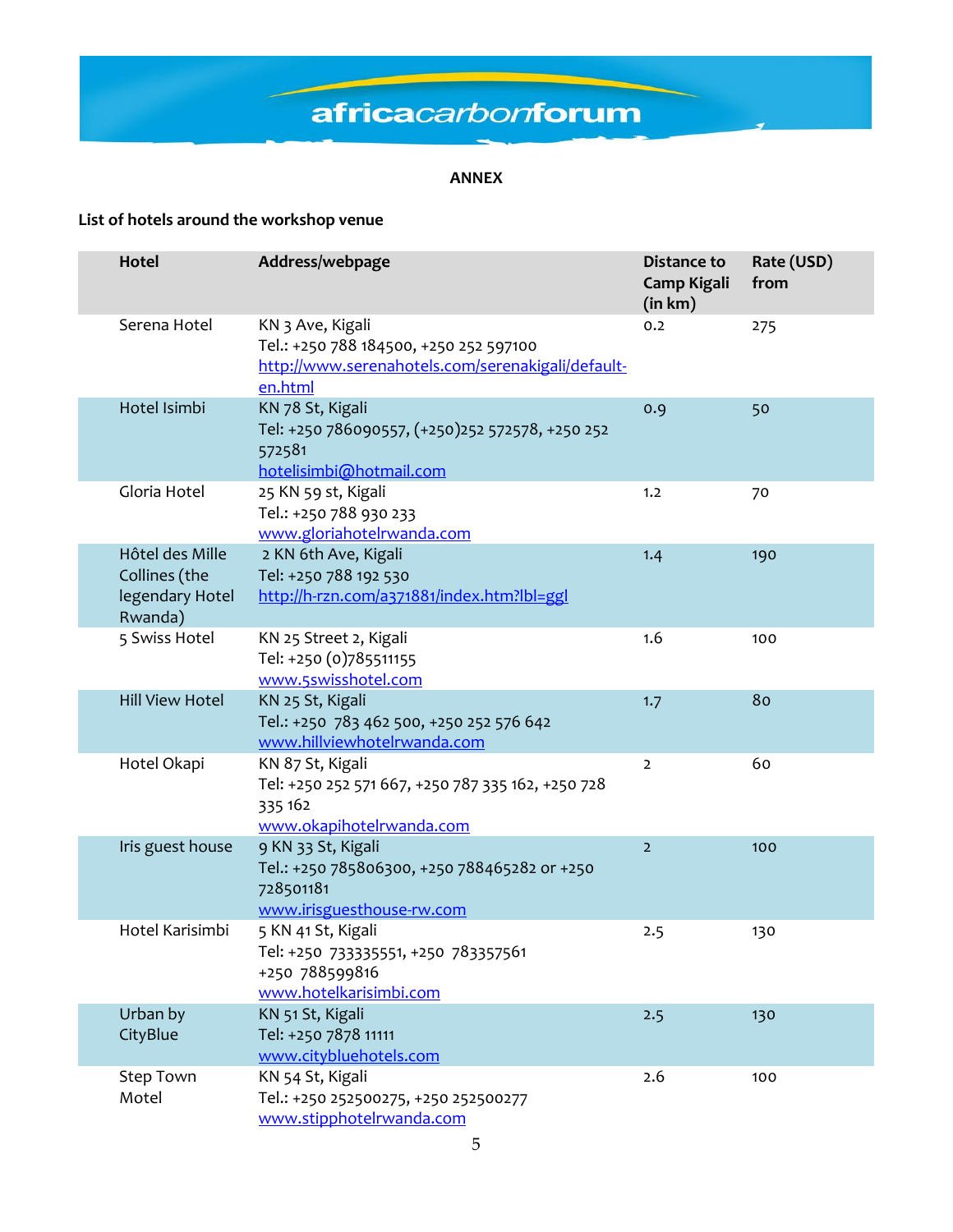**ANNEX**

**List of hotels around the workshop venue**

| Hotel | Address/webpage | Distance to Camp Kigali (in km) | Rate (USD) from |
|---|---|---|---|
| Serena Hotel | KN 3 Ave, Kigali<br>Tel.: +250 788 184500, +250 252 597100<br>http://www.serenahotels.com/serenakigali/default-en.html | 0.2 | 275 |
| Hotel Isimbi | KN 78 St, Kigali<br>Tel: +250 786090557, (+250)252 572578, +250 252 572581<br>hotelisimbi@hotmail.com | 0.9 | 50 |
| Gloria Hotel | 25 KN 59 st, Kigali<br>Tel.: +250 788 930 233<br>www.gloriahotelrwanda.com | 1.2 | 70 |
| Hôtel des Mille Collines (the legendary Hotel Rwanda) | 2 KN 6th Ave, Kigali<br>Tel: +250 788 192 530<br>http://h-rzn.com/a371881/index.htm?lbl=ggl | 1.4 | 190 |
| 5 Swiss Hotel | KN 25 Street 2, Kigali<br>Tel: +250 (0)785511155<br>www.5swisshotel.com | 1.6 | 100 |
| Hill View Hotel | KN 25 St, Kigali<br>Tel.: +250 783 462 500, +250 252 576 642<br>www.hillviewhotelrwanda.com | 1.7 | 80 |
| Hotel Okapi | KN 87 St, Kigali<br>Tel: +250 252 571 667, +250 787 335 162, +250 728 335 162<br>www.okapihotelrwanda.com | 2 | 60 |
| Iris guest house | 9 KN 33 St, Kigali<br>Tel.: +250 785806300, +250 788465282 or +250 728501181<br>www.irisguesthouse-rw.com | 2 | 100 |
| Hotel Karisimbi | 5 KN 41 St, Kigali<br>Tel: +250 733335551, +250 783357561 +250 788599816<br>www.hotelkarisimbi.com | 2.5 | 130 |
| Urban by CityBlue | KN 51 St, Kigali<br>Tel: +250 7878 11111<br>www.citybluehotels.com | 2.5 | 130 |
| Step Town Motel | KN 54 St, Kigali<br>Tel.: +250 252500275, +250 252500277<br>www.stipphotelrwanda.com | 2.6 | 100 |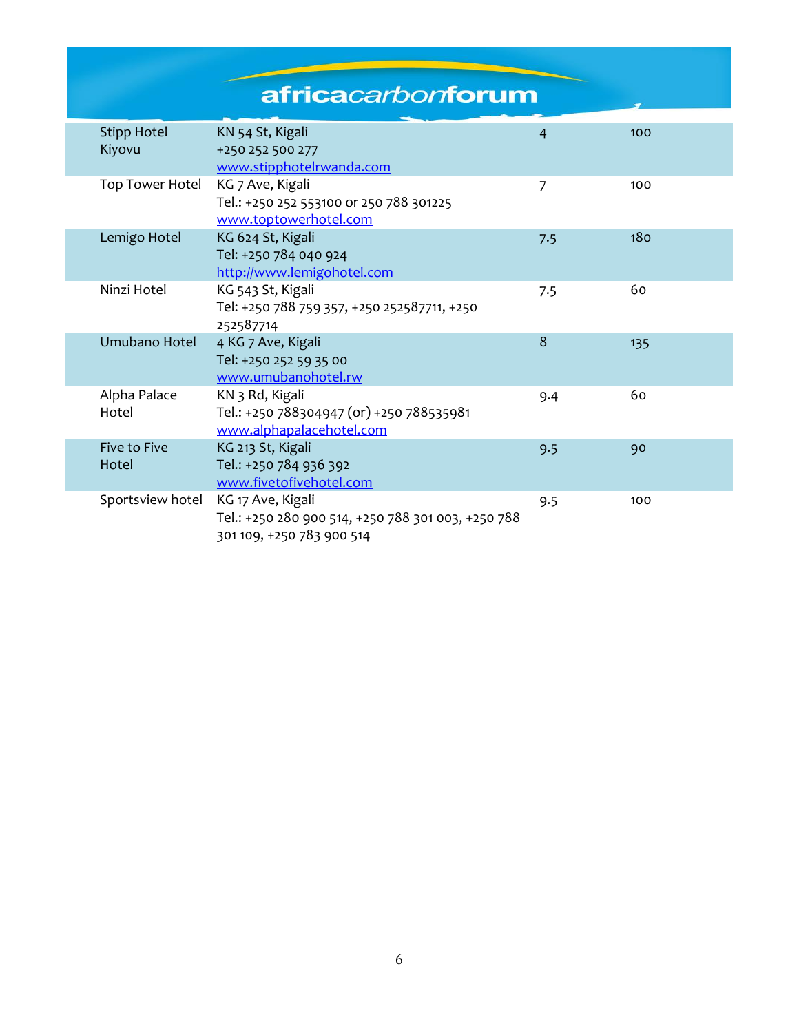| | | | |
|---|---|---|---|
| Stipp Hotel Kiyovu | KN 54 St, Kigali<br>+250 252 500 277<br>www.stipphotelrwanda.com | 4 | 100 |
| Top Tower Hotel | KG 7 Ave, Kigali<br>Tel.: +250 252 553100 or 250 788 301225<br>www.toptowerhotel.com | 7 | 100 |
| Lemigo Hotel | KG 624 St, Kigali<br>Tel: +250 784 040 924<br>http://www.lemigohotel.com | 7.5 | 180 |
| Ninzi Hotel | KG 543 St, Kigali<br>Tel: +250 788 759 357, +250 252587711, +250 252587714 | 7.5 | 60 |
| Umubano Hotel | 4 KG 7 Ave, Kigali<br>Tel: +250 252 59 35 00<br>www.umubanohotel.rw | 8 | 135 |
| Alpha Palace Hotel | KN 3 Rd, Kigali<br>Tel.: +250 788304947 (or) +250 788535981<br>www.alphapalacehotel.com | 9.4 | 60 |
| Five to Five Hotel | KG 213 St, Kigali<br>Tel.: +250 784 936 392<br>www.fivetofivehotel.com | 9.5 | 90 |
| Sportsview hotel | KG 17 Ave, Kigali<br>Tel.: +250 280 900 514, +250 788 301 003, +250 788 301 109, +250 783 900 514 | 9.5 | 100 |